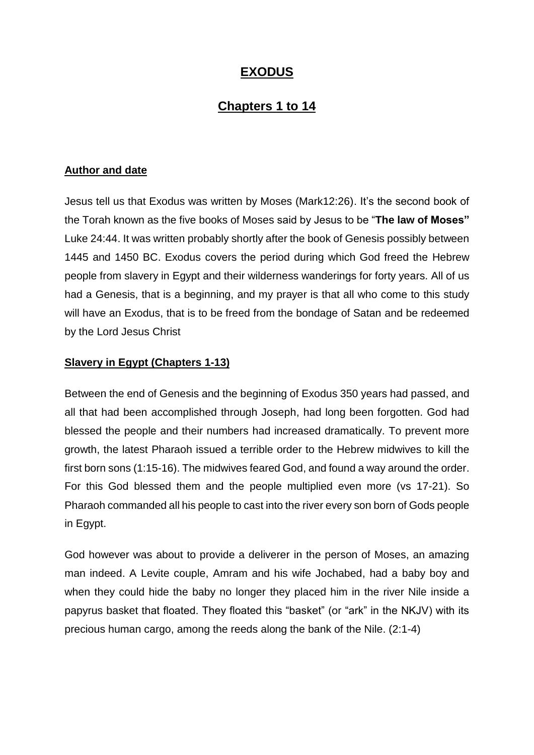# EXODUS

## Chapters 1 to 14

### Author and date

Jesus tell us that Exodus was written by Moses (Mark12:26). It's the second book of the Torah known as the five books of Moses said by Jesus to be "**The law of Moses"** Luke 24:44. It was written probably shortly after the book of Genesis possibly between 1445 and 1450 BC. Exodus covers the period during which God freed the Hebrew people from slavery in Egypt and their wilderness wanderings for forty years. All of us had a Genesis, that is a beginning, and my prayer is that all who come to this study will have an Exodus, that is to be freed from the bondage of Satan and be redeemed by the Lord Jesus Christ

### Slavery in Egypt (Chapters 1-13)

Between the end of Genesis and the beginning of Exodus 350 years had passed, and all that had been accomplished through Joseph, had long been forgotten. God had blessed the people and their numbers had increased dramatically. To prevent more growth, the latest Pharaoh issued a terrible order to the Hebrew midwives to kill the first born sons (1:15-16). The midwives feared God, and found a way around the order. For this God blessed them and the people multiplied even more (vs 17-21). So Pharaoh commanded all his people to cast into the river every son born of Gods people in Egypt.

God however was about to provide a deliverer in the person of Moses, an amazing man indeed. A Levite couple, Amram and his wife Jochabed, had a baby boy and when they could hide the baby no longer they placed him in the river Nile inside a papyrus basket that floated. They floated this "basket" (or "ark" in the NKJV) with its precious human cargo, among the reeds along the bank of the Nile. (2:1-4)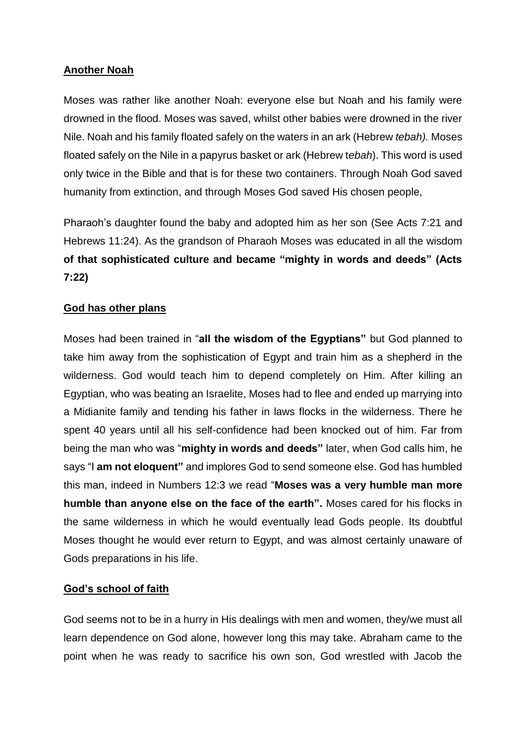**Another Noah**

Moses was rather like another Noah: everyone else but Noah and his family were drowned in the flood. Moses was saved, whilst other babies were drowned in the river Nile. Noah and his family floated safely on the waters in an ark (Hebrew *tebah).* Moses floated safely on the Nile in a papyrus basket or ark (Hebrew t*ebah*). This word is used only twice in the Bible and that is for these two containers. Through Noah God saved humanity from extinction, and through Moses God saved His chosen people,

Pharaoh's daughter found the baby and adopted him as her son (See Acts 7:21 and Hebrews 11:24). As the grandson of Pharaoh Moses was educated in all the wisdom **of that sophisticated culture and became "mighty in words and deeds" (Acts 7:22)**

**God has other plans**

Moses had been trained in "**all the wisdom of the Egyptians"** but God planned to take him away from the sophistication of Egypt and train him as a shepherd in the wilderness. God would teach him to depend completely on Him. After killing an Egyptian, who was beating an Israelite, Moses had to flee and ended up marrying into a Midianite family and tending his father in laws flocks in the wilderness. There he spent 40 years until all his self-confidence had been knocked out of him. Far from being the man who was "**mighty in words and deeds"** later, when God calls him, he says "I **am not eloquent"** and implores God to send someone else. God has humbled this man, indeed in Numbers 12:3 we read "**Moses was a very humble man more humble than anyone else on the face of the earth".** Moses cared for his flocks in the same wilderness in which he would eventually lead Gods people. Its doubtful Moses thought he would ever return to Egypt, and was almost certainly unaware of Gods preparations in his life.

**God's school of faith**

God seems not to be in a hurry in His dealings with men and women, they/we must all learn dependence on God alone, however long this may take. Abraham came to the point when he was ready to sacrifice his own son, God wrestled with Jacob the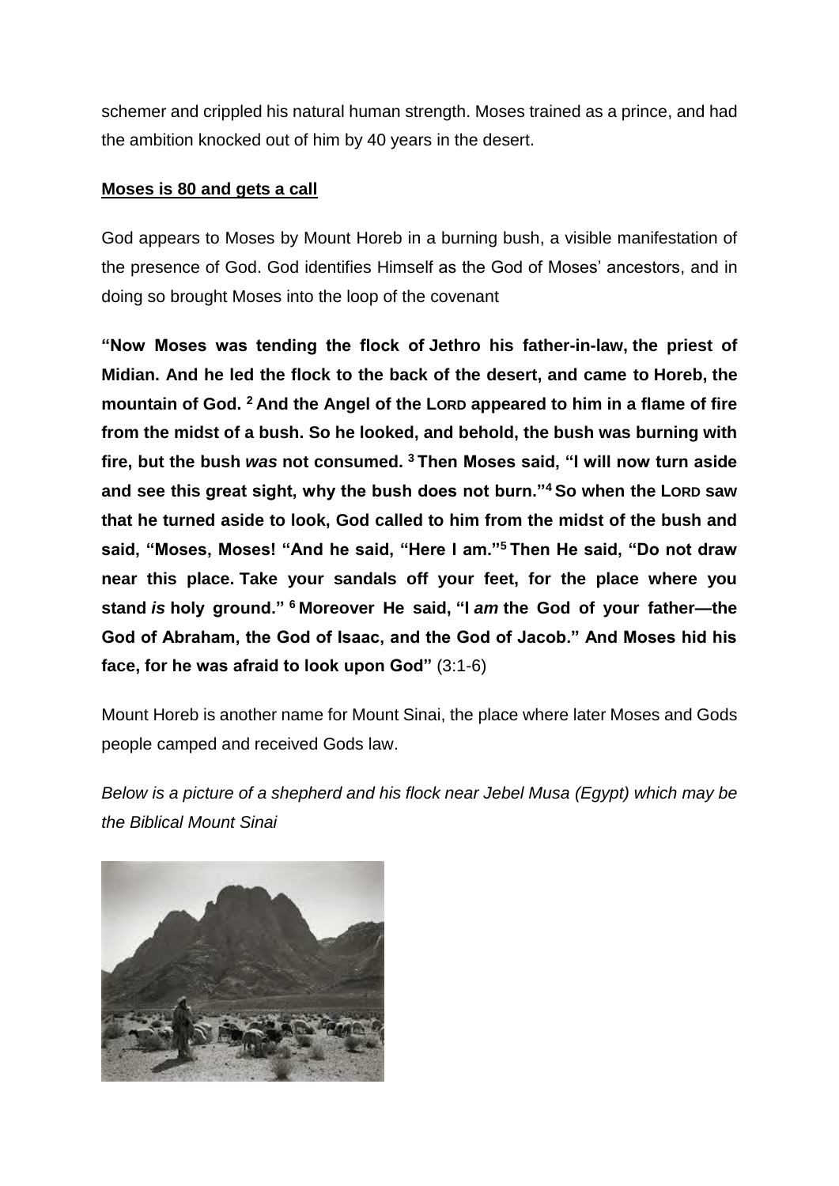schemer and crippled his natural human strength. Moses trained as a prince, and had the ambition knocked out of him by 40 years in the desert.

**Moses is 80 and gets a call**

God appears to Moses by Mount Horeb in a burning bush, a visible manifestation of the presence of God. God identifies Himself as the God of Moses' ancestors, and in doing so brought Moses into the loop of the covenant

**"Now Moses was tending the flock of Jethro his father-in-law, the priest of Midian. And he led the flock to the back of the desert, and came to Horeb, the mountain of God. [2] And the Angel of the LORD appeared to him in a flame of fire from the midst of a bush. So he looked, and behold, the bush was burning with fire, but the bush *was* not consumed. [3] Then Moses said, "I will now turn aside and see this great sight, why the bush does not burn."[4] So when the LORD saw that he turned aside to look, God called to him from the midst of the bush and said, "Moses, Moses! "And he said, "Here I am."[5] Then He said, "Do not draw near this place. Take your sandals off your feet, for the place where you stand *is* holy ground." [6] Moreover He said, "I *am* the God of your father—the God of Abraham, the God of Isaac, and the God of Jacob." And Moses hid his face, for he was afraid to look upon God"** (3:1-6)

Mount Horeb is another name for Mount Sinai, the place where later Moses and Gods people camped and received Gods law.

*Below is a picture of a shepherd and his flock near Jebel Musa (Egypt) which may be the Biblical Mount Sinai*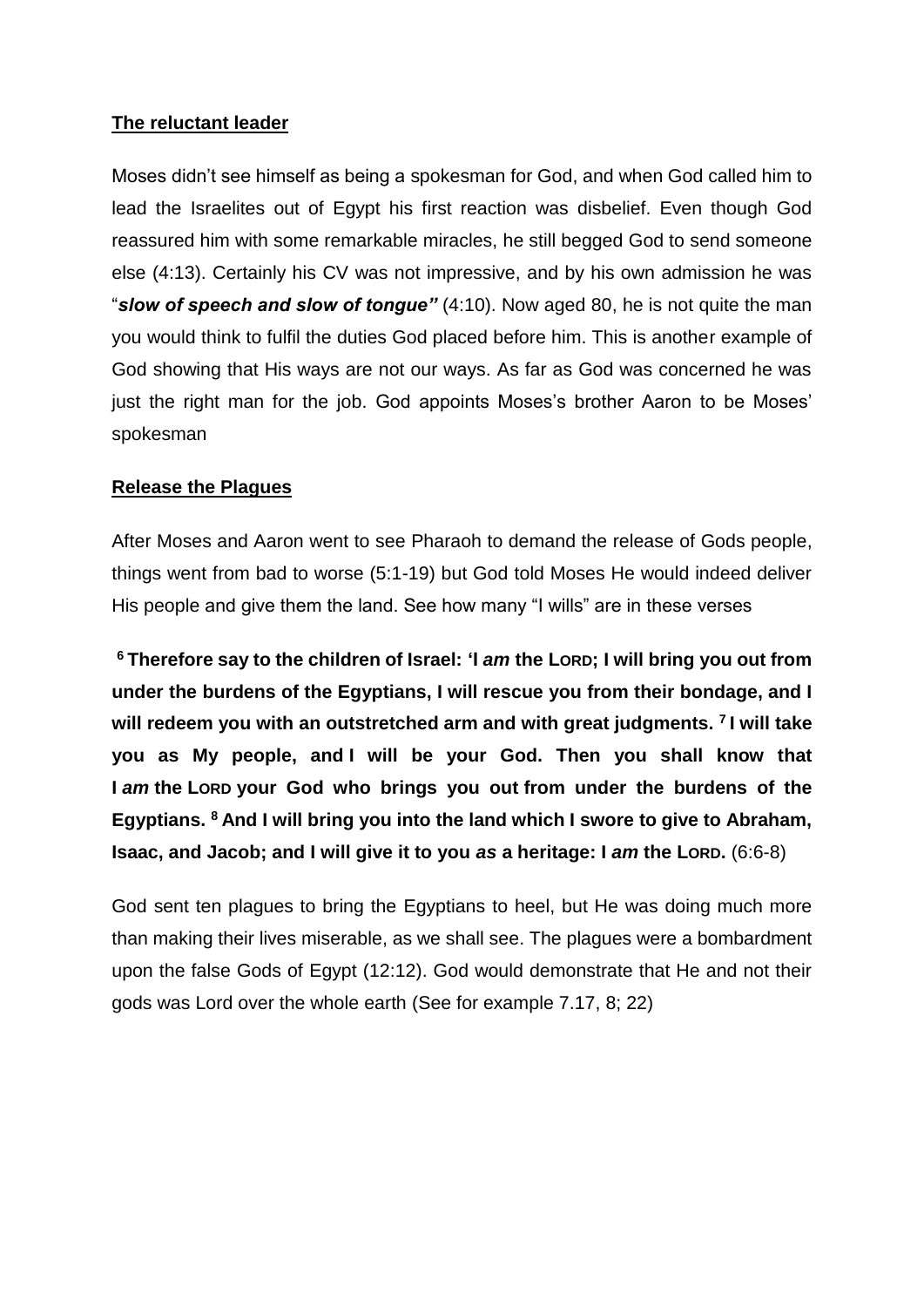**The reluctant leader**

Moses didn't see himself as being a spokesman for God, and when God called him to lead the Israelites out of Egypt his first reaction was disbelief. Even though God reassured him with some remarkable miracles, he still begged God to send someone else (4:13). Certainly his CV was not impressive, and by his own admission he was "***slow of speech and slow of tongue"*** (4:10). Now aged 80, he is not quite the man you would think to fulfil the duties God placed before him. This is another example of God showing that His ways are not our ways. As far as God was concerned he was just the right man for the job. God appoints Moses's brother Aaron to be Moses' spokesman

**Release the Plagues**

After Moses and Aaron went to see Pharaoh to demand the release of Gods people, things went from bad to worse (5:1-19) but God told Moses He would indeed deliver His people and give them the land. See how many "I wills" are in these verses

**[6] Therefore say to the children of Israel: 'I *am* the LORD; I will bring you out from under the burdens of the Egyptians, I will rescue you from their bondage, and I will redeem you with an outstretched arm and with great judgments. [7] I will take you as My people, and I will be your God. Then you shall know that I *am* the LORD your God who brings you out from under the burdens of the Egyptians. [8] And I will bring you into the land which I swore to give to Abraham, Isaac, and Jacob; and I will give it to you *as* a heritage: I *am* the LORD.** (6:6-8)

God sent ten plagues to bring the Egyptians to heel, but He was doing much more than making their lives miserable, as we shall see. The plagues were a bombardment upon the false Gods of Egypt (12:12). God would demonstrate that He and not their gods was Lord over the whole earth (See for example 7.17, 8; 22)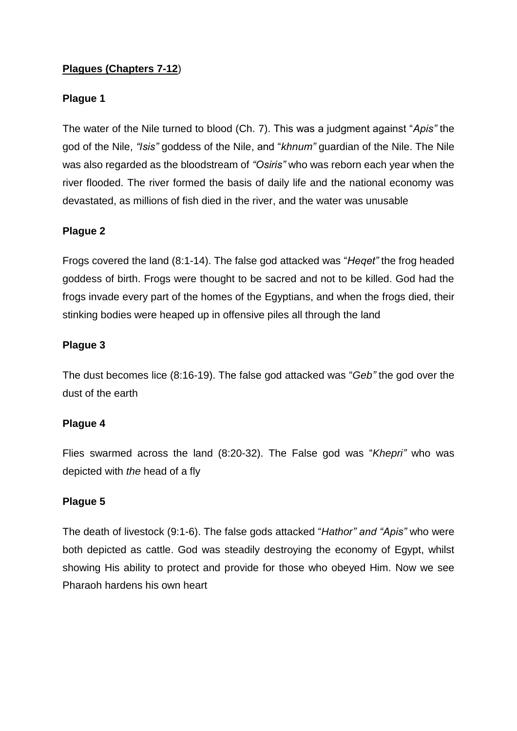**Plagues (Chapters 7-12)**

**Plague 1**

The water of the Nile turned to blood (Ch. 7). This was a judgment against "*Apis"* the god of the Nile, *"Isis"* goddess of the Nile, and "*khnum"* guardian of the Nile. The Nile was also regarded as the bloodstream of *"Osiris"* who was reborn each year when the river flooded. The river formed the basis of daily life and the national economy was devastated, as millions of fish died in the river, and the water was unusable

**Plague 2**

Frogs covered the land (8:1-14). The false god attacked was "*Heqet"* the frog headed goddess of birth. Frogs were thought to be sacred and not to be killed. God had the frogs invade every part of the homes of the Egyptians, and when the frogs died, their stinking bodies were heaped up in offensive piles all through the land

**Plague 3**

The dust becomes lice (8:16-19). The false god attacked was "*Geb"* the god over the dust of the earth

**Plague 4**

Flies swarmed across the land (8:20-32). The False god was "*Khepri"* who was depicted with *the* head of a fly

**Plague 5**

The death of livestock (9:1-6). The false gods attacked "*Hathor" and "Apis"* who were both depicted as cattle. God was steadily destroying the economy of Egypt, whilst showing His ability to protect and provide for those who obeyed Him. Now we see Pharaoh hardens his own heart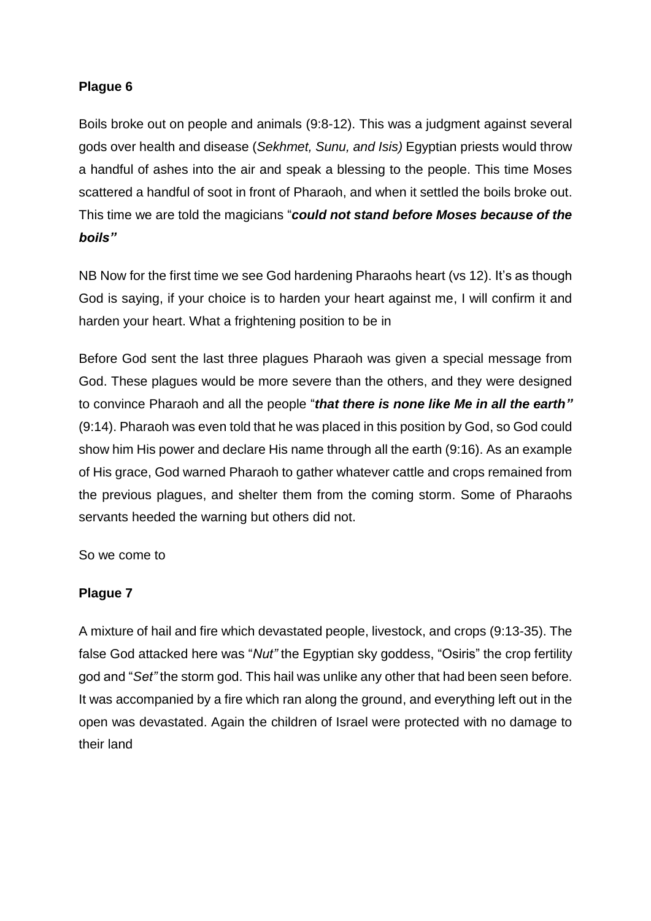**Plague 6**

Boils broke out on people and animals (9:8-12). This was a judgment against several gods over health and disease (*Sekhmet, Sunu, and Isis)* Egyptian priests would throw a handful of ashes into the air and speak a blessing to the people. This time Moses scattered a handful of soot in front of Pharaoh, and when it settled the boils broke out. This time we are told the magicians "***could not stand before Moses because of the boils"***

NB Now for the first time we see God hardening Pharaohs heart (vs 12). It's as though God is saying, if your choice is to harden your heart against me, I will confirm it and harden your heart. What a frightening position to be in

Before God sent the last three plagues Pharaoh was given a special message from God. These plagues would be more severe than the others, and they were designed to convince Pharaoh and all the people "***that there is none like Me in all the earth"*** (9:14). Pharaoh was even told that he was placed in this position by God, so God could show him His power and declare His name through all the earth (9:16). As an example of His grace, God warned Pharaoh to gather whatever cattle and crops remained from the previous plagues, and shelter them from the coming storm. Some of Pharaohs servants heeded the warning but others did not.

So we come to

**Plague 7**

A mixture of hail and fire which devastated people, livestock, and crops (9:13-35). The false God attacked here was "*Nut"* the Egyptian sky goddess, "Osiris" the crop fertility god and "*Set"* the storm god. This hail was unlike any other that had been seen before. It was accompanied by a fire which ran along the ground, and everything left out in the open was devastated. Again the children of Israel were protected with no damage to their land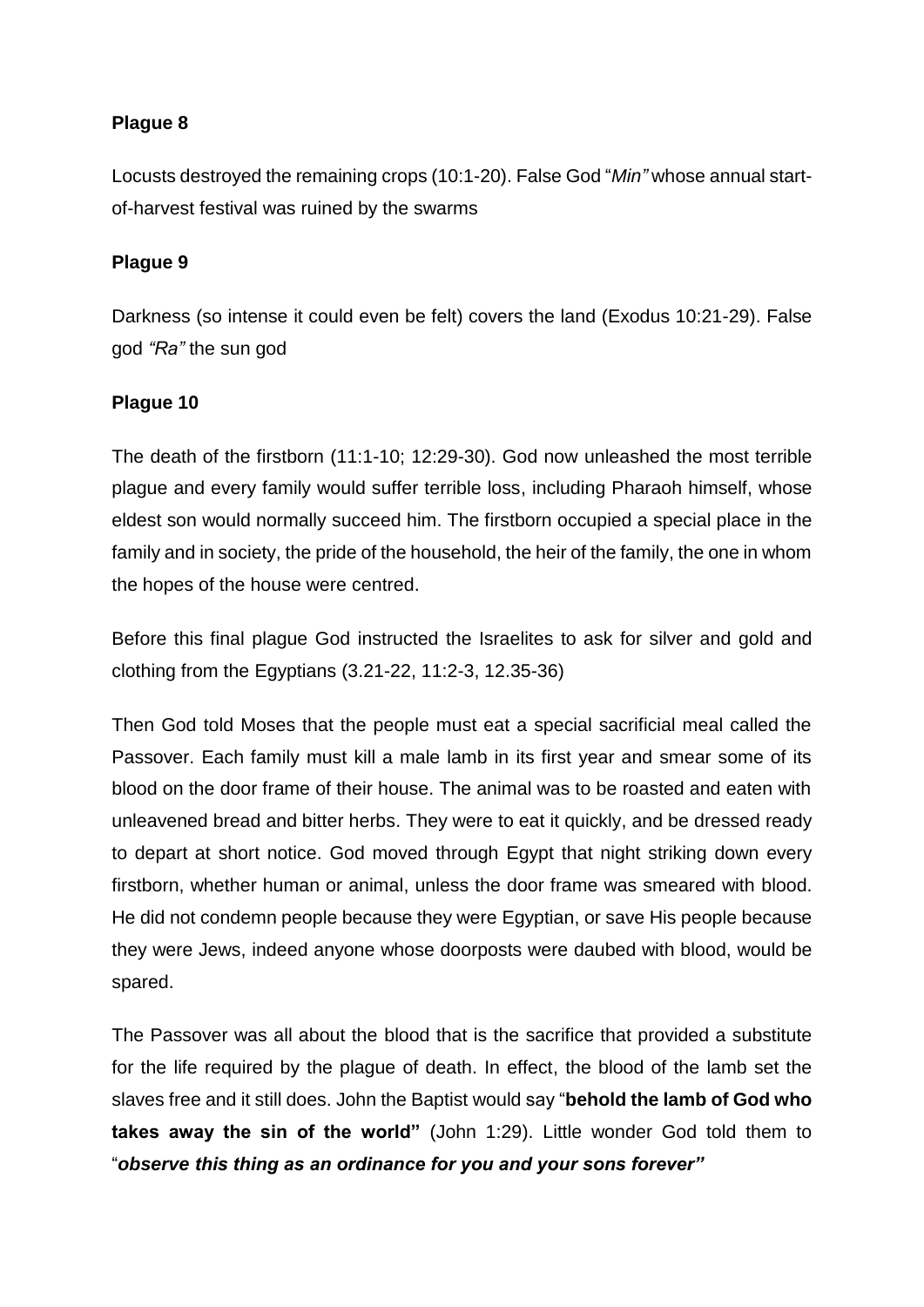**Plague 8**

Locusts destroyed the remaining crops (10:1-20). False God "*Min"* whose annual start-of-harvest festival was ruined by the swarms

**Plague 9**

Darkness (so intense it could even be felt) covers the land (Exodus 10:21-29). False god *"Ra"* the sun god

**Plague 10**

The death of the firstborn (11:1-10; 12:29-30). God now unleashed the most terrible plague and every family would suffer terrible loss, including Pharaoh himself, whose eldest son would normally succeed him. The firstborn occupied a special place in the family and in society, the pride of the household, the heir of the family, the one in whom the hopes of the house were centred.

Before this final plague God instructed the Israelites to ask for silver and gold and clothing from the Egyptians (3.21-22, 11:2-3, 12.35-36)

Then God told Moses that the people must eat a special sacrificial meal called the Passover. Each family must kill a male lamb in its first year and smear some of its blood on the door frame of their house. The animal was to be roasted and eaten with unleavened bread and bitter herbs. They were to eat it quickly, and be dressed ready to depart at short notice. God moved through Egypt that night striking down every firstborn, whether human or animal, unless the door frame was smeared with blood. He did not condemn people because they were Egyptian, or save His people because they were Jews, indeed anyone whose doorposts were daubed with blood, would be spared.

The Passover was all about the blood that is the sacrifice that provided a substitute for the life required by the plague of death. In effect, the blood of the lamb set the slaves free and it still does. John the Baptist would say "**behold the lamb of God who takes away the sin of the world"** (John 1:29). Little wonder God told them to "***observe this thing as an ordinance for you and your sons forever"***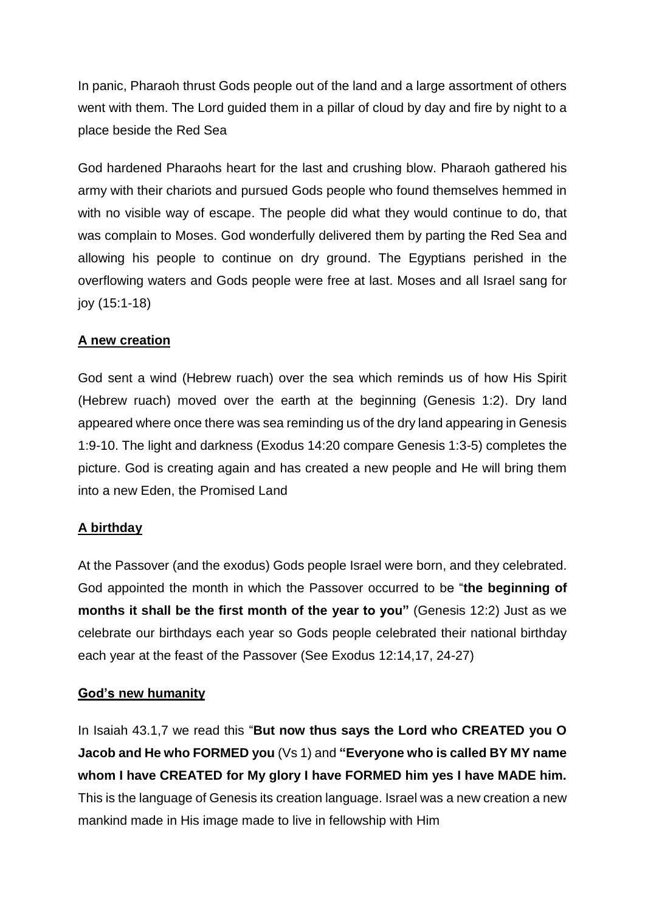In panic, Pharaoh thrust Gods people out of the land and a large assortment of others went with them. The Lord guided them in a pillar of cloud by day and fire by night to a place beside the Red Sea

God hardened Pharaohs heart for the last and crushing blow. Pharaoh gathered his army with their chariots and pursued Gods people who found themselves hemmed in with no visible way of escape. The people did what they would continue to do, that was complain to Moses. God wonderfully delivered them by parting the Red Sea and allowing his people to continue on dry ground. The Egyptians perished in the overflowing waters and Gods people were free at last. Moses and all Israel sang for joy (15:1-18)

## A new creation

God sent a wind (Hebrew ruach) over the sea which reminds us of how His Spirit (Hebrew ruach) moved over the earth at the beginning (Genesis 1:2). Dry land appeared where once there was sea reminding us of the dry land appearing in Genesis 1:9-10. The light and darkness (Exodus 14:20 compare Genesis 1:3-5) completes the picture. God is creating again and has created a new people and He will bring them into a new Eden, the Promised Land

## A birthday

At the Passover (and the exodus) Gods people Israel were born, and they celebrated. God appointed the month in which the Passover occurred to be "**the beginning of months it shall be the first month of the year to you"** (Genesis 12:2) Just as we celebrate our birthdays each year so Gods people celebrated their national birthday each year at the feast of the Passover (See Exodus 12:14,17, 24-27)

## God's new humanity

In Isaiah 43.1,7 we read this "**But now thus says the Lord who CREATED you O Jacob and He who FORMED you** (Vs 1) and **"Everyone who is called BY MY name whom I have CREATED for My glory I have FORMED him yes I have MADE him.** This is the language of Genesis its creation language. Israel was a new creation a new mankind made in His image made to live in fellowship with Him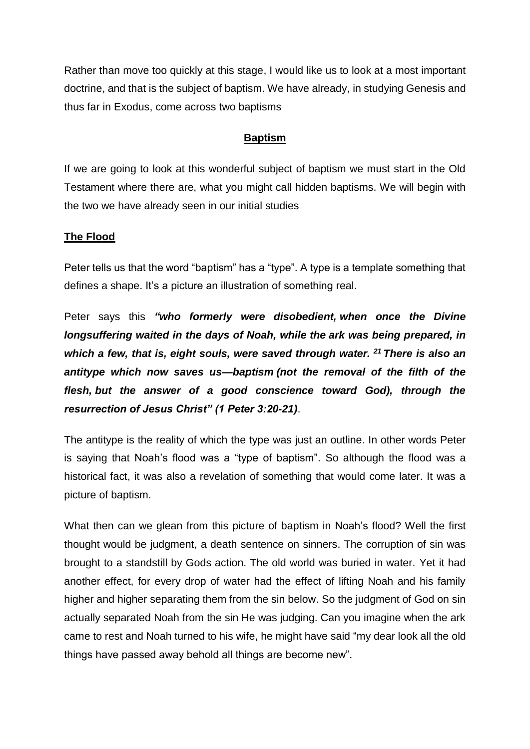Rather than move too quickly at this stage, I would like us to look at a most important doctrine, and that is the subject of baptism. We have already, in studying Genesis and thus far in Exodus, come across two baptisms

## **Baptism**

If we are going to look at this wonderful subject of baptism we must start in the Old Testament where there are, what you might call hidden baptisms. We will begin with the two we have already seen in our initial studies

### **The Flood**

Peter tells us that the word "baptism" has a "type". A type is a template something that defines a shape. It's a picture an illustration of something real.

Peter says this ***"who formerly were disobedient, when once the Divine longsuffering waited in the days of Noah, while the ark was being prepared, in which a few, that is, eight souls, were saved through water. [21] There is also an antitype which now saves us—baptism (not the removal of the filth of the flesh, but the answer of a good conscience toward God), through the resurrection of Jesus Christ" (1 Peter 3:20-21)***.

The antitype is the reality of which the type was just an outline. In other words Peter is saying that Noah's flood was a "type of baptism". So although the flood was a historical fact, it was also a revelation of something that would come later. It was a picture of baptism.

What then can we glean from this picture of baptism in Noah's flood? Well the first thought would be judgment, a death sentence on sinners. The corruption of sin was brought to a standstill by Gods action. The old world was buried in water. Yet it had another effect, for every drop of water had the effect of lifting Noah and his family higher and higher separating them from the sin below. So the judgment of God on sin actually separated Noah from the sin He was judging. Can you imagine when the ark came to rest and Noah turned to his wife, he might have said "my dear look all the old things have passed away behold all things are become new".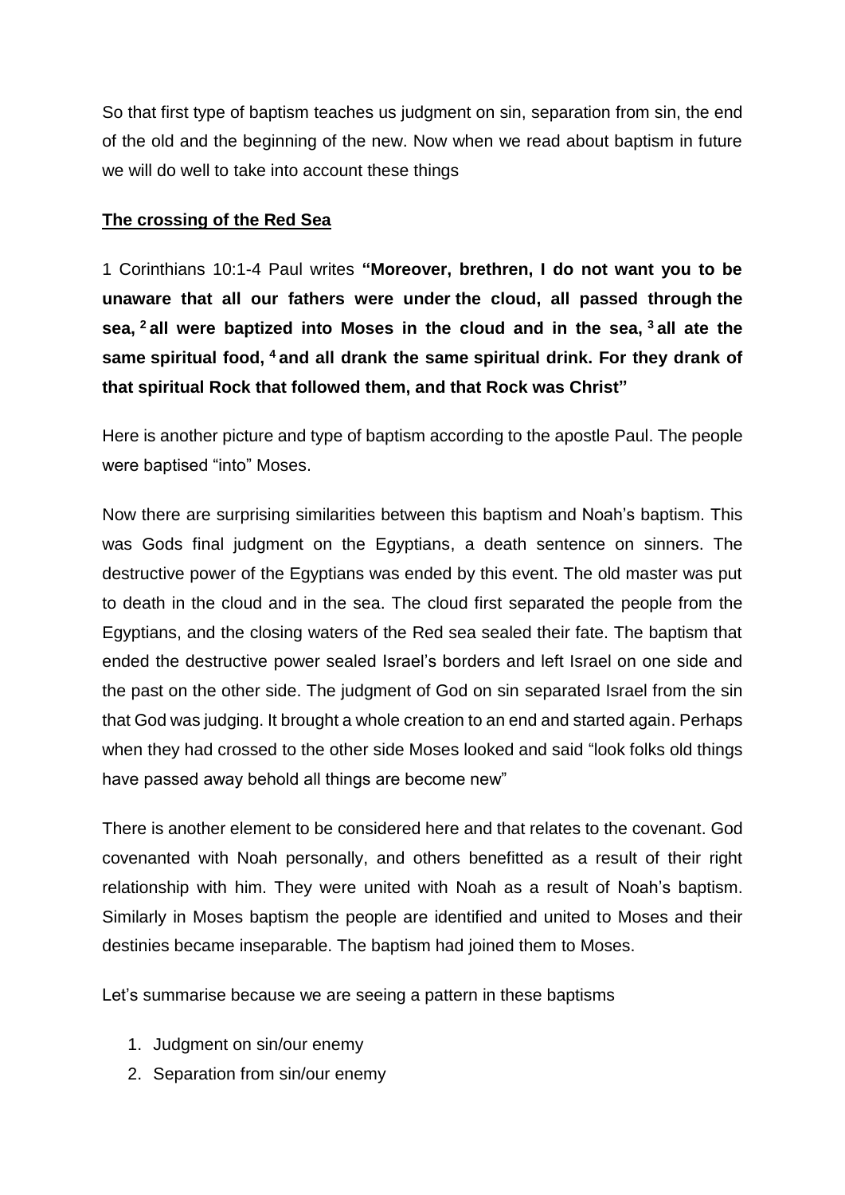So that first type of baptism teaches us judgment on sin, separation from sin, the end of the old and the beginning of the new. Now when we read about baptism in future we will do well to take into account these things

**The crossing of the Red Sea**

1 Corinthians 10:1-4 Paul writes **"Moreover, brethren, I do not want you to be unaware that all our fathers were under the cloud, all passed through the sea, [2] all were baptized into Moses in the cloud and in the sea, [3] all ate the same spiritual food, [4] and all drank the same spiritual drink. For they drank of that spiritual Rock that followed them, and that Rock was Christ"**

Here is another picture and type of baptism according to the apostle Paul. The people were baptised "into" Moses.

Now there are surprising similarities between this baptism and Noah's baptism. This was Gods final judgment on the Egyptians, a death sentence on sinners. The destructive power of the Egyptians was ended by this event. The old master was put to death in the cloud and in the sea. The cloud first separated the people from the Egyptians, and the closing waters of the Red sea sealed their fate. The baptism that ended the destructive power sealed Israel's borders and left Israel on one side and the past on the other side. The judgment of God on sin separated Israel from the sin that God was judging. It brought a whole creation to an end and started again. Perhaps when they had crossed to the other side Moses looked and said "look folks old things have passed away behold all things are become new"

There is another element to be considered here and that relates to the covenant. God covenanted with Noah personally, and others benefitted as a result of their right relationship with him. They were united with Noah as a result of Noah's baptism. Similarly in Moses baptism the people are identified and united to Moses and their destinies became inseparable. The baptism had joined them to Moses.

Let's summarise because we are seeing a pattern in these baptisms

1. Judgment on sin/our enemy
2. Separation from sin/our enemy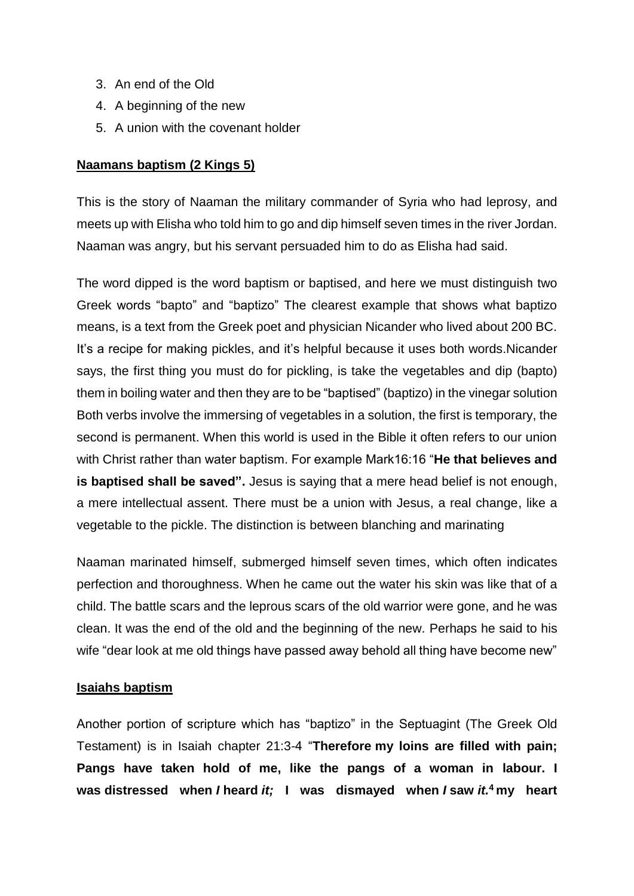3. An end of the Old
4. A beginning of the new
5. A union with the covenant holder

**Naamans baptism (2 Kings 5)**

This is the story of Naaman the military commander of Syria who had leprosy, and meets up with Elisha who told him to go and dip himself seven times in the river Jordan. Naaman was angry, but his servant persuaded him to do as Elisha had said.

The word dipped is the word baptism or baptised, and here we must distinguish two Greek words "bapto" and "baptizo" The clearest example that shows what baptizo means, is a text from the Greek poet and physician Nicander who lived about 200 BC. It's a recipe for making pickles, and it's helpful because it uses both words.Nicander says, the first thing you must do for pickling, is take the vegetables and dip (bapto) them in boiling water and then they are to be "baptised" (baptizo) in the vinegar solution Both verbs involve the immersing of vegetables in a solution, the first is temporary, the second is permanent. When this world is used in the Bible it often refers to our union with Christ rather than water baptism. For example Mark16:16 "**He that believes and is baptised shall be saved".** Jesus is saying that a mere head belief is not enough, a mere intellectual assent. There must be a union with Jesus, a real change, like a vegetable to the pickle. The distinction is between blanching and marinating

Naaman marinated himself, submerged himself seven times, which often indicates perfection and thoroughness. When he came out the water his skin was like that of a child. The battle scars and the leprous scars of the old warrior were gone, and he was clean. It was the end of the old and the beginning of the new. Perhaps he said to his wife "dear look at me old things have passed away behold all thing have become new"

**Isaiahs baptism**

Another portion of scripture which has "baptizo" in the Septuagint (The Greek Old Testament) is in Isaiah chapter 21:3-4 "**Therefore my loins are filled with pain; Pangs have taken hold of me, like the pangs of a woman in labour. I was distressed when *I* heard *it;* I was dismayed when *I* saw *it.*[4] my heart**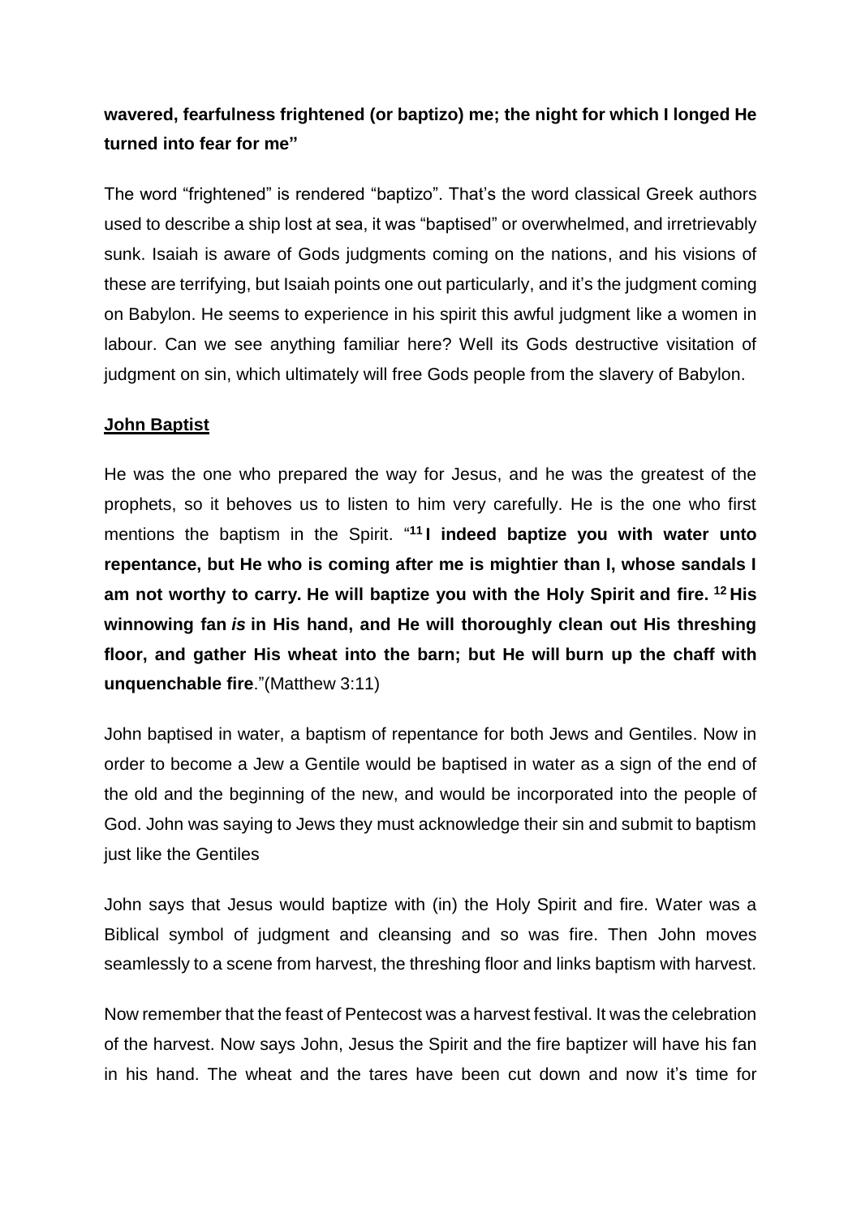**wavered, fearfulness frightened (or baptizo) me; the night for which I longed He turned into fear for me"**

The word "frightened" is rendered "baptizo". That's the word classical Greek authors used to describe a ship lost at sea, it was "baptised" or overwhelmed, and irretrievably sunk. Isaiah is aware of Gods judgments coming on the nations, and his visions of these are terrifying, but Isaiah points one out particularly, and it's the judgment coming on Babylon. He seems to experience in his spirit this awful judgment like a women in labour. Can we see anything familiar here? Well its Gods destructive visitation of judgment on sin, which ultimately will free Gods people from the slavery of Babylon.

**John Baptist**

He was the one who prepared the way for Jesus, and he was the greatest of the prophets, so it behoves us to listen to him very carefully. He is the one who first mentions the baptism in the Spirit. "[11] **I indeed baptize you with water unto repentance, but He who is coming after me is mightier than I, whose sandals I am not worthy to carry. He will baptize you with the Holy Spirit and fire.** [12] **His winnowing fan *is* in His hand, and He will thoroughly clean out His threshing floor, and gather His wheat into the barn; but He will burn up the chaff with unquenchable fire**."(Matthew 3:11)

John baptised in water, a baptism of repentance for both Jews and Gentiles. Now in order to become a Jew a Gentile would be baptised in water as a sign of the end of the old and the beginning of the new, and would be incorporated into the people of God. John was saying to Jews they must acknowledge their sin and submit to baptism just like the Gentiles

John says that Jesus would baptize with (in) the Holy Spirit and fire. Water was a Biblical symbol of judgment and cleansing and so was fire. Then John moves seamlessly to a scene from harvest, the threshing floor and links baptism with harvest.

Now remember that the feast of Pentecost was a harvest festival. It was the celebration of the harvest. Now says John, Jesus the Spirit and the fire baptizer will have his fan in his hand. The wheat and the tares have been cut down and now it's time for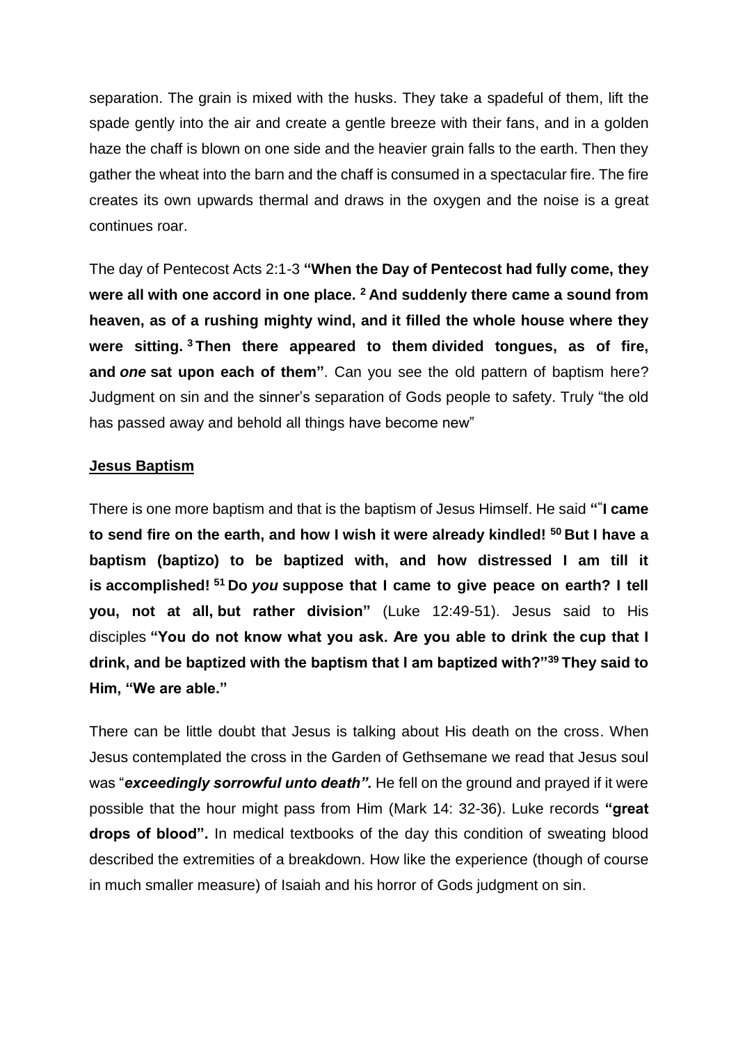separation. The grain is mixed with the husks. They take a spadeful of them, lift the spade gently into the air and create a gentle breeze with their fans, and in a golden haze the chaff is blown on one side and the heavier grain falls to the earth. Then they gather the wheat into the barn and the chaff is consumed in a spectacular fire. The fire creates its own upwards thermal and draws in the oxygen and the noise is a great continues roar.

The day of Pentecost Acts 2:1-3 **"When the Day of Pentecost had fully come, they were all with one accord in one place. [2] And suddenly there came a sound from heaven, as of a rushing mighty wind, and it filled the whole house where they were sitting. [3] Then there appeared to them divided tongues, as of fire, and *one* sat upon each of them"**. Can you see the old pattern of baptism here? Judgment on sin and the sinner's separation of Gods people to safety. Truly "the old has passed away and behold all things have become new"

**Jesus Baptism**

There is one more baptism and that is the baptism of Jesus Himself. He said **"**"**I came to send fire on the earth, and how I wish it were already kindled! [50] But I have a baptism (baptizo) to be baptized with, and how distressed I am till it is accomplished! [51] Do *you* suppose that I came to give peace on earth? I tell you, not at all, but rather division"** (Luke 12:49-51). Jesus said to His disciples **"You do not know what you ask. Are you able to drink the cup that I drink, and be baptized with the baptism that I am baptized with?"[39] They said to Him, "We are able."**

There can be little doubt that Jesus is talking about His death on the cross. When Jesus contemplated the cross in the Garden of Gethsemane we read that Jesus soul was "***exceedingly sorrowful unto death".*** He fell on the ground and prayed if it were possible that the hour might pass from Him (Mark 14: 32-36). Luke records **"great drops of blood".** In medical textbooks of the day this condition of sweating blood described the extremities of a breakdown. How like the experience (though of course in much smaller measure) of Isaiah and his horror of Gods judgment on sin.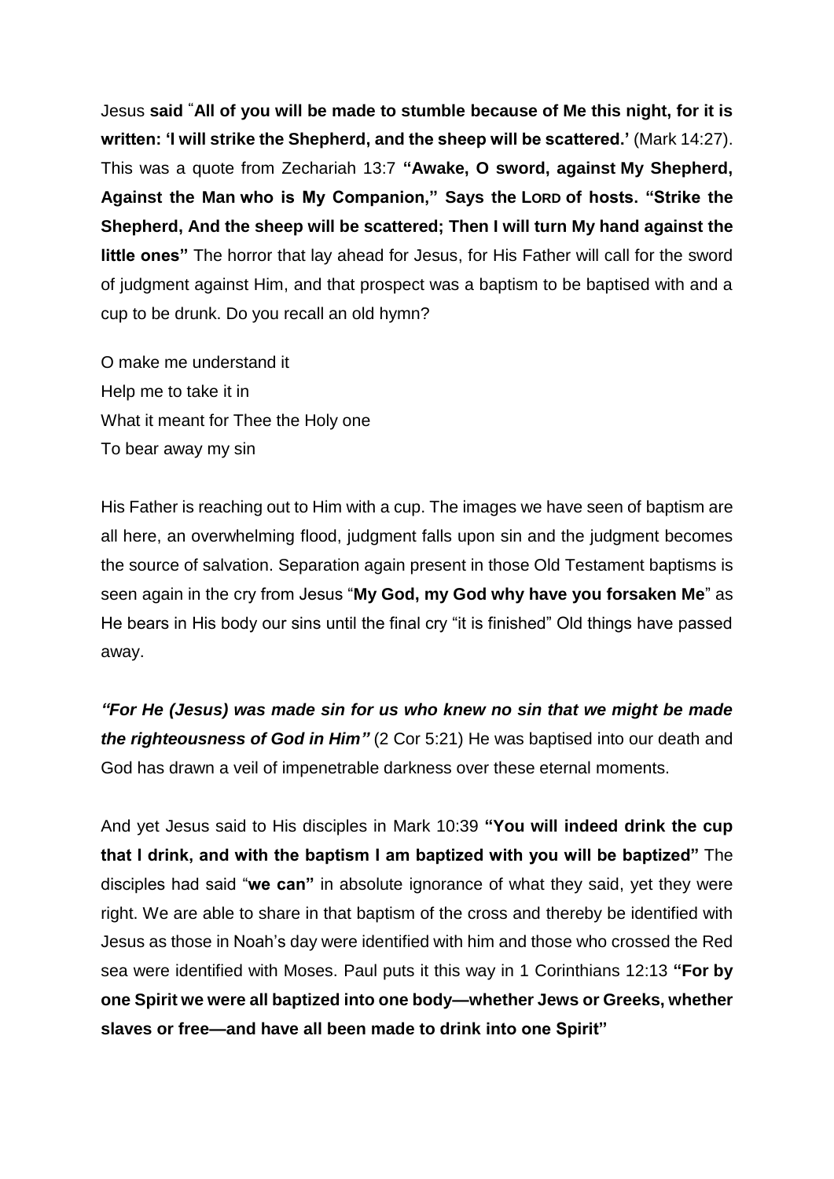Jesus **said** "**All of you will be made to stumble because of Me this night, for it is written: 'I will strike the Shepherd, and the sheep will be scattered.'** (Mark 14:27). This was a quote from Zechariah 13:7 **"Awake, O sword, against My Shepherd, Against the Man who is My Companion," Says the LORD of hosts. "Strike the Shepherd, And the sheep will be scattered; Then I will turn My hand against the little ones"** The horror that lay ahead for Jesus, for His Father will call for the sword of judgment against Him, and that prospect was a baptism to be baptised with and a cup to be drunk. Do you recall an old hymn?

O make me understand it
Help me to take it in
What it meant for Thee the Holy one
To bear away my sin

His Father is reaching out to Him with a cup. The images we have seen of baptism are all here, an overwhelming flood, judgment falls upon sin and the judgment becomes the source of salvation. Separation again present in those Old Testament baptisms is seen again in the cry from Jesus "**My God, my God why have you forsaken Me**" as He bears in His body our sins until the final cry "it is finished" Old things have passed away.

***"For He (Jesus) was made sin for us who knew no sin that we might be made the righteousness of God in Him"*** (2 Cor 5:21) He was baptised into our death and God has drawn a veil of impenetrable darkness over these eternal moments.

And yet Jesus said to His disciples in Mark 10:39 **"You will indeed drink the cup that I drink, and with the baptism I am baptized with you will be baptized"** The disciples had said "**we can"** in absolute ignorance of what they said, yet they were right. We are able to share in that baptism of the cross and thereby be identified with Jesus as those in Noah's day were identified with him and those who crossed the Red sea were identified with Moses. Paul puts it this way in 1 Corinthians 12:13 **"For by one Spirit we were all baptized into one body—whether Jews or Greeks, whether slaves or free—and have all been made to drink into one Spirit"**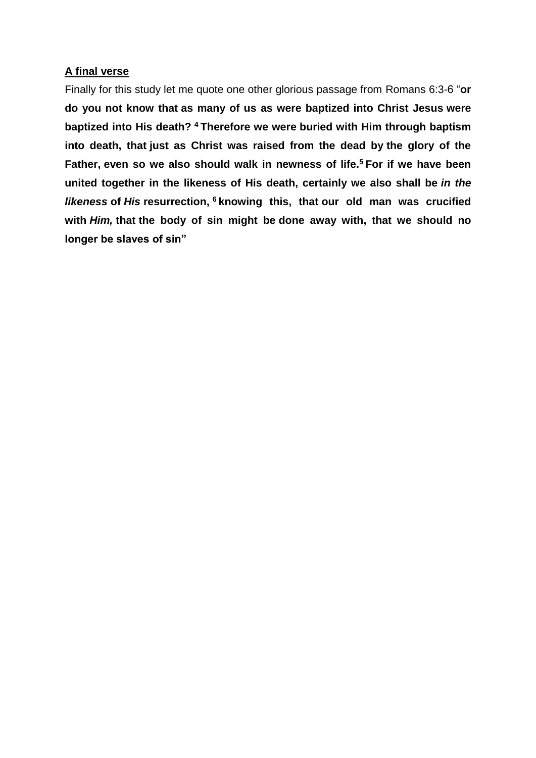**A final verse**

Finally for this study let me quote one other glorious passage from Romans 6:3-6 "**or do you not know that as many of us as were baptized into Christ Jesus were baptized into His death? 4 Therefore we were buried with Him through baptism into death, that just as Christ was raised from the dead by the glory of the Father, even so we also should walk in newness of life. 5 For if we have been united together in the likeness of His death, certainly we also shall be *in the likeness* of *His* resurrection, 6 knowing this, that our old man was crucified with *Him,* that the body of sin might be done away with, that we should no longer be slaves of sin"**